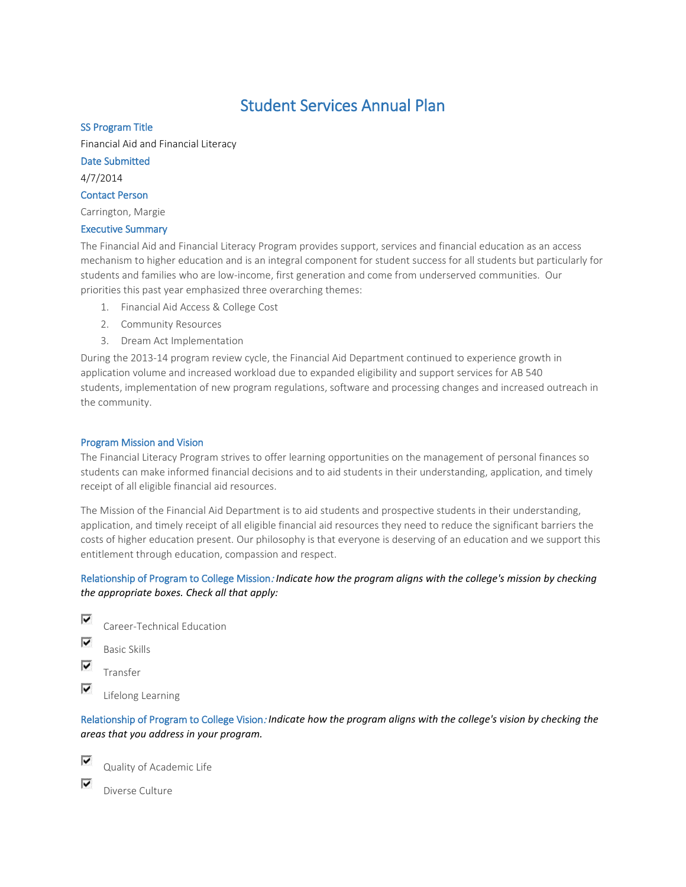# Student Services Annual Plan

## SS Program Title

Financial Aid and Financial Literacy

## Date Submitted

4/7/2014

## Contact Person

Carrington, Margie

## Executive Summary

The Financial Aid and Financial Literacy Program provides support, services and financial education as an access mechanism to higher education and is an integral component for student success for all students but particularly for students and families who are low-income, first generation and come from underserved communities. Our priorities this past year emphasized three overarching themes:

1. Financial Aid Access & College Cost
2. Community Resources
3. Dream Act Implementation

During the 2013-14 program review cycle, the Financial Aid Department continued to experience growth in application volume and increased workload due to expanded eligibility and support services for AB 540 students, implementation of new program regulations, software and processing changes and increased outreach in the community.

## Program Mission and Vision

The Financial Literacy Program strives to offer learning opportunities on the management of personal finances so students can make informed financial decisions and to aid students in their understanding, application, and timely receipt of all eligible financial aid resources.

The Mission of the Financial Aid Department is to aid students and prospective students in their understanding, application, and timely receipt of all eligible financial aid resources they need to reduce the significant barriers the costs of higher education present. Our philosophy is that everyone is deserving of an education and we support this entitlement through education, compassion and respect.

## Relationship of Program to College Mission: *Indicate how the program aligns with the college's mission by checking the appropriate boxes. Check all that apply:*

- [x] Career-Technical Education
- [x] Basic Skills
- [x] Transfer
- [x] Lifelong Learning

## Relationship of Program to College Vision: *Indicate how the program aligns with the college's vision by checking the areas that you address in your program.*

- [x] Quality of Academic Life
- [x] Diverse Culture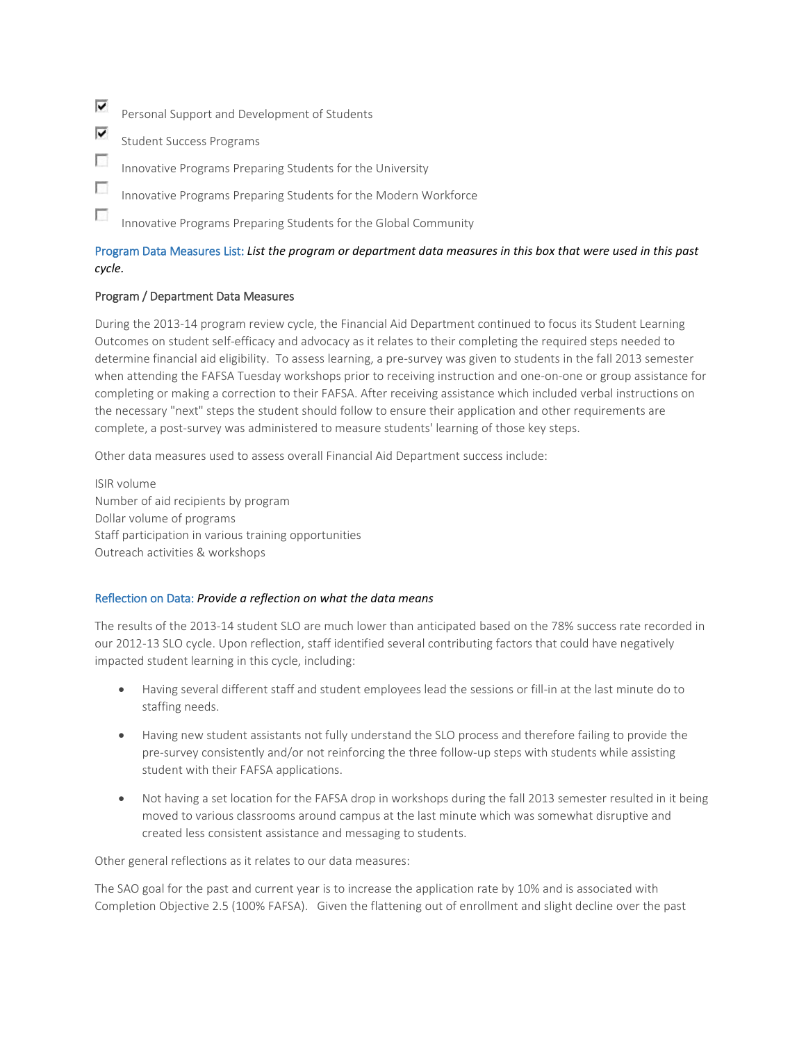- [x] Personal Support and Development of Students
- [x] Student Success Programs
- [ ] Innovative Programs Preparing Students for the University
- [ ] Innovative Programs Preparing Students for the Modern Workforce
- [ ] Innovative Programs Preparing Students for the Global Community

Program Data Measures List: *List the program or department data measures in this box that were used in this past cycle.*

Program / Department Data Measures

During the 2013-14 program review cycle, the Financial Aid Department continued to focus its Student Learning Outcomes on student self-efficacy and advocacy as it relates to their completing the required steps needed to determine financial aid eligibility. To assess learning, a pre-survey was given to students in the fall 2013 semester when attending the FAFSA Tuesday workshops prior to receiving instruction and one-on-one or group assistance for completing or making a correction to their FAFSA. After receiving assistance which included verbal instructions on the necessary "next" steps the student should follow to ensure their application and other requirements are complete, a post-survey was administered to measure students' learning of those key steps.

Other data measures used to assess overall Financial Aid Department success include:

ISIR volume
Number of aid recipients by program
Dollar volume of programs
Staff participation in various training opportunities
Outreach activities & workshops

Reflection on Data: *Provide a reflection on what the data means*

The results of the 2013-14 student SLO are much lower than anticipated based on the 78% success rate recorded in our 2012-13 SLO cycle. Upon reflection, staff identified several contributing factors that could have negatively impacted student learning in this cycle, including:

- Having several different staff and student employees lead the sessions or fill-in at the last minute do to staffing needs.
- Having new student assistants not fully understand the SLO process and therefore failing to provide the pre-survey consistently and/or not reinforcing the three follow-up steps with students while assisting student with their FAFSA applications.
- Not having a set location for the FAFSA drop in workshops during the fall 2013 semester resulted in it being moved to various classrooms around campus at the last minute which was somewhat disruptive and created less consistent assistance and messaging to students.

Other general reflections as it relates to our data measures:

The SAO goal for the past and current year is to increase the application rate by 10% and is associated with Completion Objective 2.5 (100% FAFSA). Given the flattening out of enrollment and slight decline over the past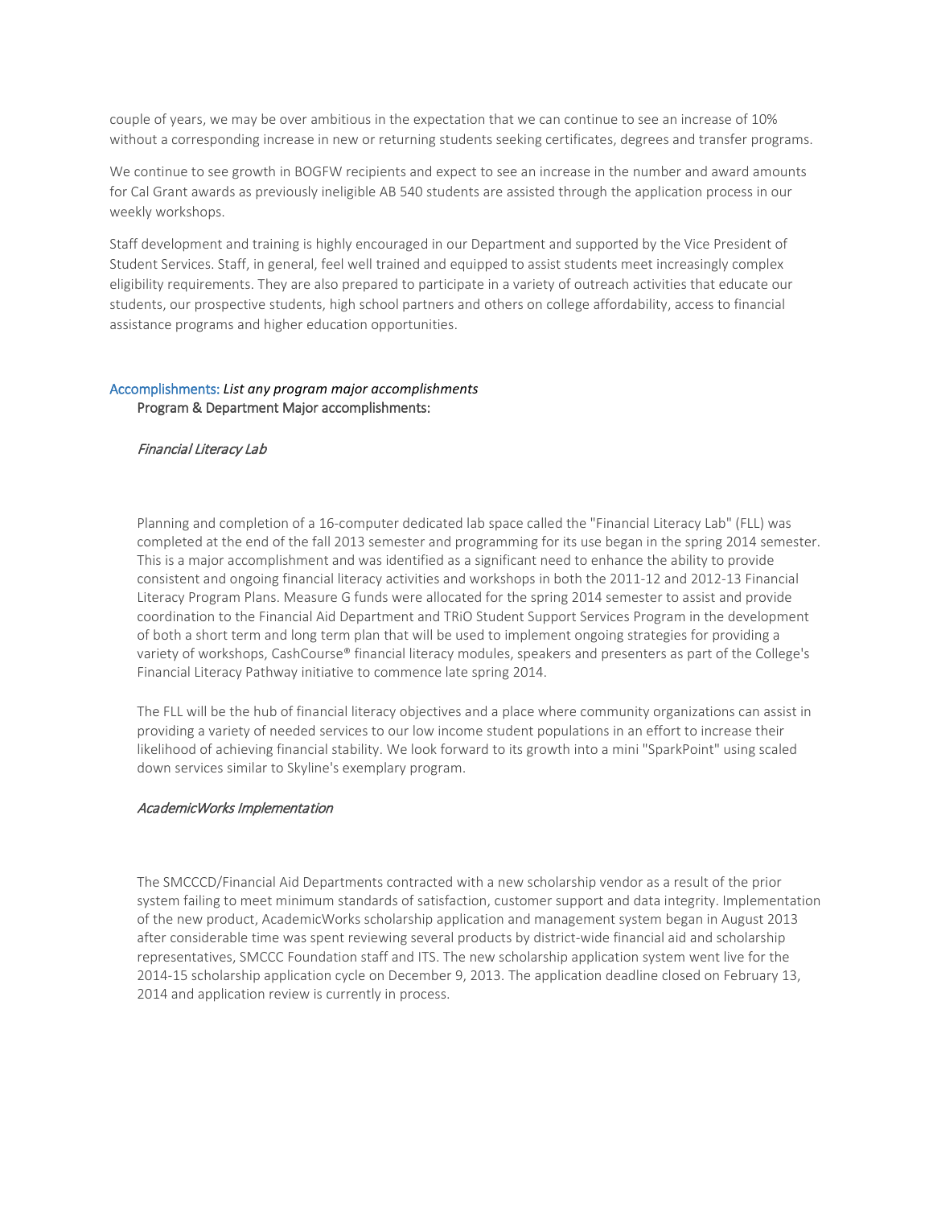couple of years, we may be over ambitious in the expectation that we can continue to see an increase of 10% without a corresponding increase in new or returning students seeking certificates, degrees and transfer programs.

We continue to see growth in BOGFW recipients and expect to see an increase in the number and award amounts for Cal Grant awards as previously ineligible AB 540 students are assisted through the application process in our weekly workshops.

Staff development and training is highly encouraged in our Department and supported by the Vice President of Student Services. Staff, in general, feel well trained and equipped to assist students meet increasingly complex eligibility requirements. They are also prepared to participate in a variety of outreach activities that educate our students, our prospective students, high school partners and others on college affordability, access to financial assistance programs and higher education opportunities.

Accomplishments: *List any program major accomplishments*

**Program & Department Major accomplishments:**

*Financial Literacy Lab*

Planning and completion of a 16-computer dedicated lab space called the "Financial Literacy Lab" (FLL) was completed at the end of the fall 2013 semester and programming for its use began in the spring 2014 semester. This is a major accomplishment and was identified as a significant need to enhance the ability to provide consistent and ongoing financial literacy activities and workshops in both the 2011-12 and 2012-13 Financial Literacy Program Plans. Measure G funds were allocated for the spring 2014 semester to assist and provide coordination to the Financial Aid Department and TRiO Student Support Services Program in the development of both a short term and long term plan that will be used to implement ongoing strategies for providing a variety of workshops, CashCourse® financial literacy modules, speakers and presenters as part of the College's Financial Literacy Pathway initiative to commence late spring 2014.

The FLL will be the hub of financial literacy objectives and a place where community organizations can assist in providing a variety of needed services to our low income student populations in an effort to increase their likelihood of achieving financial stability. We look forward to its growth into a mini "SparkPoint" using scaled down services similar to Skyline's exemplary program.

*AcademicWorks Implementation*

The SMCCCD/Financial Aid Departments contracted with a new scholarship vendor as a result of the prior system failing to meet minimum standards of satisfaction, customer support and data integrity. Implementation of the new product, AcademicWorks scholarship application and management system began in August 2013 after considerable time was spent reviewing several products by district-wide financial aid and scholarship representatives, SMCCC Foundation staff and ITS. The new scholarship application system went live for the 2014-15 scholarship application cycle on December 9, 2013. The application deadline closed on February 13, 2014 and application review is currently in process.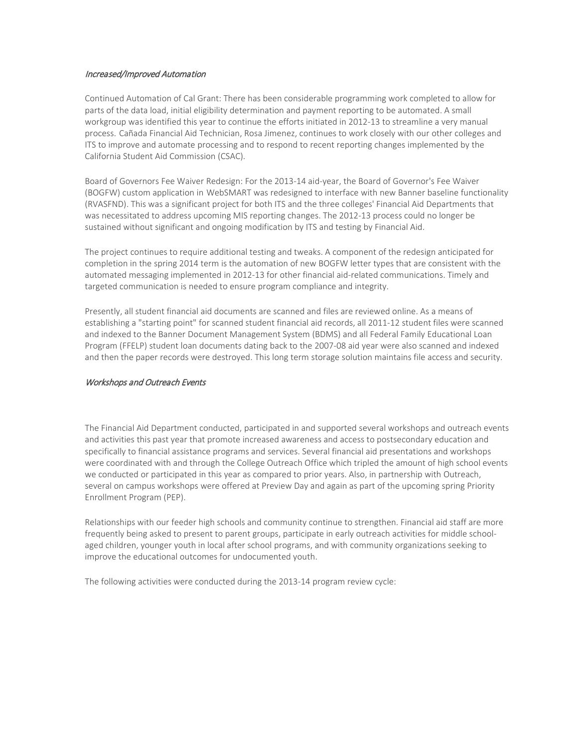### *Increased/Improved Automation*

Continued Automation of Cal Grant: There has been considerable programming work completed to allow for parts of the data load, initial eligibility determination and payment reporting to be automated. A small workgroup was identified this year to continue the efforts initiated in 2012-13 to streamline a very manual process. Cañada Financial Aid Technician, Rosa Jimenez, continues to work closely with our other colleges and ITS to improve and automate processing and to respond to recent reporting changes implemented by the California Student Aid Commission (CSAC).

Board of Governors Fee Waiver Redesign: For the 2013-14 aid-year, the Board of Governor's Fee Waiver (BOGFW) custom application in WebSMART was redesigned to interface with new Banner baseline functionality (RVASFND). This was a significant project for both ITS and the three colleges' Financial Aid Departments that was necessitated to address upcoming MIS reporting changes. The 2012-13 process could no longer be sustained without significant and ongoing modification by ITS and testing by Financial Aid.

The project continues to require additional testing and tweaks. A component of the redesign anticipated for completion in the spring 2014 term is the automation of new BOGFW letter types that are consistent with the automated messaging implemented in 2012-13 for other financial aid-related communications. Timely and targeted communication is needed to ensure program compliance and integrity.

Presently, all student financial aid documents are scanned and files are reviewed online. As a means of establishing a "starting point" for scanned student financial aid records, all 2011-12 student files were scanned and indexed to the Banner Document Management System (BDMS) and all Federal Family Educational Loan Program (FFELP) student loan documents dating back to the 2007-08 aid year were also scanned and indexed and then the paper records were destroyed. This long term storage solution maintains file access and security.

### *Workshops and Outreach Events*

The Financial Aid Department conducted, participated in and supported several workshops and outreach events and activities this past year that promote increased awareness and access to postsecondary education and specifically to financial assistance programs and services. Several financial aid presentations and workshops were coordinated with and through the College Outreach Office which tripled the amount of high school events we conducted or participated in this year as compared to prior years. Also, in partnership with Outreach, several on campus workshops were offered at Preview Day and again as part of the upcoming spring Priority Enrollment Program (PEP).

Relationships with our feeder high schools and community continue to strengthen. Financial aid staff are more frequently being asked to present to parent groups, participate in early outreach activities for middle school-aged children, younger youth in local after school programs, and with community organizations seeking to improve the educational outcomes for undocumented youth.

The following activities were conducted during the 2013-14 program review cycle: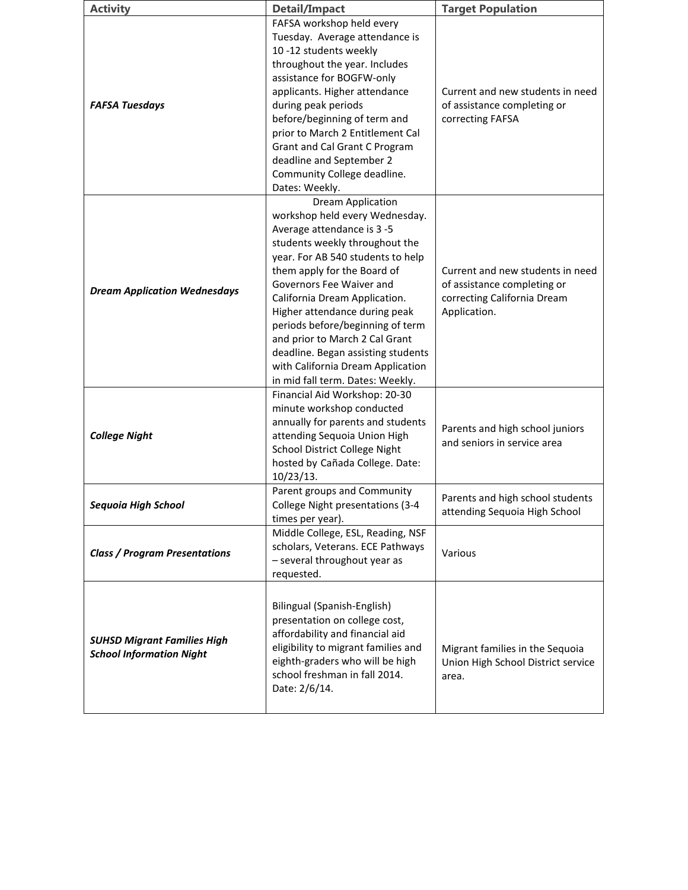| Activity | Detail/Impact | Target Population |
|---|---|---|
| ***FAFSA Tuesdays*** | FAFSA workshop held every Tuesday. Average attendance is 10 -12 students weekly throughout the year. Includes assistance for BOGFW-only applicants. Higher attendance during peak periods before/beginning of term and prior to March 2 Entitlement Cal Grant and Cal Grant C Program deadline and September 2 Community College deadline. Dates: Weekly. | Current and new students in need of assistance completing or correcting FAFSA |
| ***Dream Application Wednesdays*** | Dream Application workshop held every Wednesday. Average attendance is 3 -5 students weekly throughout the year. For AB 540 students to help them apply for the Board of Governors Fee Waiver and California Dream Application. Higher attendance during peak periods before/beginning of term and prior to March 2 Cal Grant deadline. Began assisting students with California Dream Application in mid fall term. Dates: Weekly. | Current and new students in need of assistance completing or correcting California Dream Application. |
| ***College Night*** | Financial Aid Workshop: 20-30 minute workshop conducted annually for parents and students attending Sequoia Union High School District College Night hosted by Cañada College. Date: 10/23/13. | Parents and high school juniors and seniors in service area |
| ***Sequoia High School*** | Parent groups and Community College Night presentations (3-4 times per year). | Parents and high school students attending Sequoia High School |
| ***Class / Program Presentations*** | Middle College, ESL, Reading, NSF scholars, Veterans. ECE Pathways – several throughout year as requested. | Various |
| ***SUHSD Migrant Families High School Information Night*** | Bilingual (Spanish-English) presentation on college cost, affordability and financial aid eligibility to migrant families and eighth-graders who will be high school freshman in fall 2014. Date: 2/6/14. | Migrant families in the Sequoia Union High School District service area. |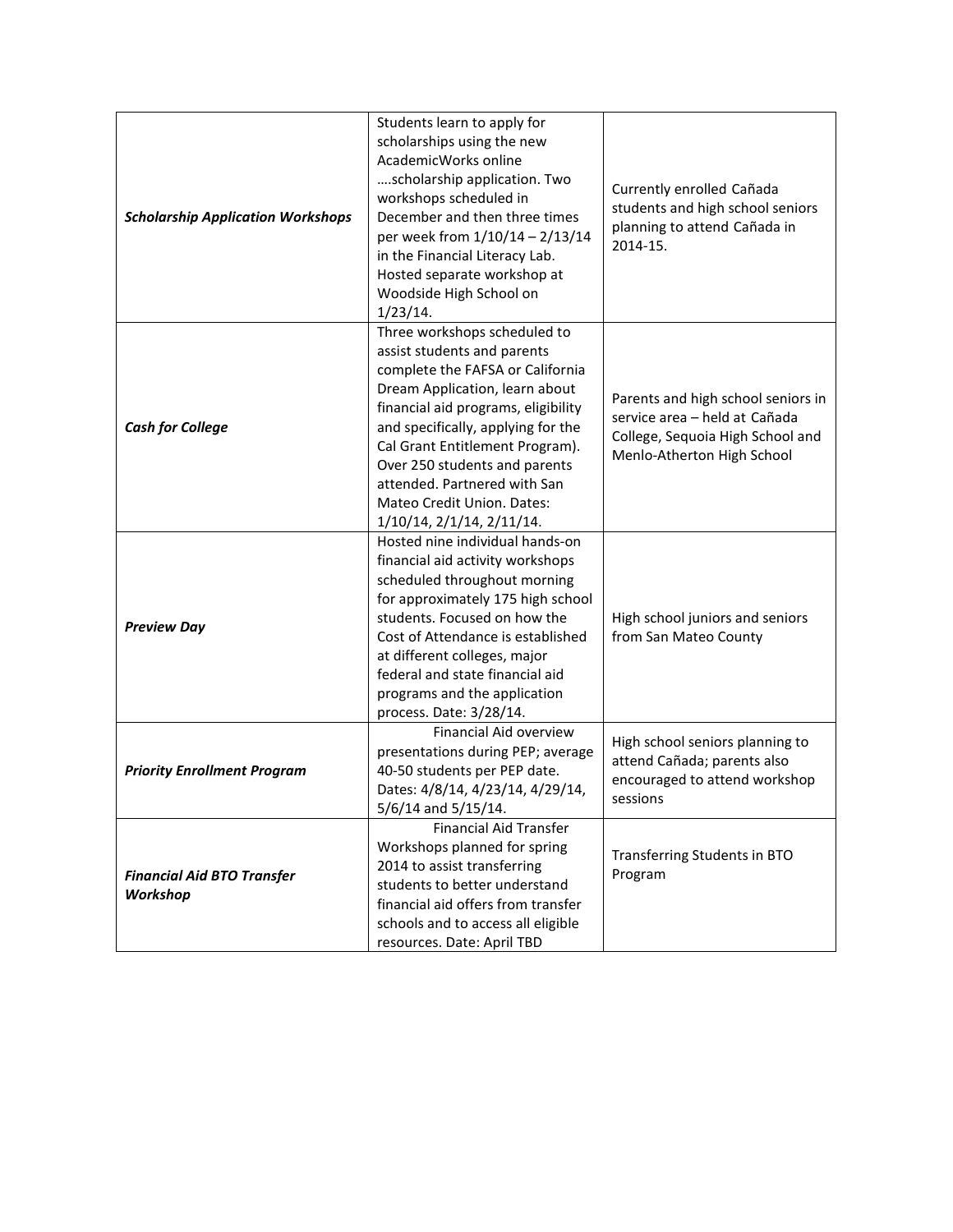| | | |
|---|---|---|
| ***Scholarship Application Workshops*** | Students learn to apply for scholarships using the new AcademicWorks online ….scholarship application. Two workshops scheduled in December and then three times per week from 1/10/14 – 2/13/14 in the Financial Literacy Lab. Hosted separate workshop at Woodside High School on 1/23/14. | Currently enrolled Cañada students and high school seniors planning to attend Cañada in 2014-15. |
| ***Cash for College*** | Three workshops scheduled to assist students and parents complete the FAFSA or California Dream Application, learn about financial aid programs, eligibility and specifically, applying for the Cal Grant Entitlement Program). Over 250 students and parents attended. Partnered with San Mateo Credit Union. Dates: 1/10/14, 2/1/14, 2/11/14. | Parents and high school seniors in service area – held at Cañada College, Sequoia High School and Menlo-Atherton High School |
| ***Preview Day*** | Hosted nine individual hands-on financial aid activity workshops scheduled throughout morning for approximately 175 high school students. Focused on how the Cost of Attendance is established at different colleges, major federal and state financial aid programs and the application process. Date: 3/28/14. | High school juniors and seniors from San Mateo County |
| ***Priority Enrollment Program*** | Financial Aid overview presentations during PEP; average 40-50 students per PEP date. Dates: 4/8/14, 4/23/14, 4/29/14, 5/6/14 and 5/15/14. | High school seniors planning to attend Cañada; parents also encouraged to attend workshop sessions |
| ***Financial Aid BTO Transfer Workshop*** | Financial Aid Transfer Workshops planned for spring 2014 to assist transferring students to better understand financial aid offers from transfer schools and to access all eligible resources. Date: April TBD | Transferring Students in BTO Program |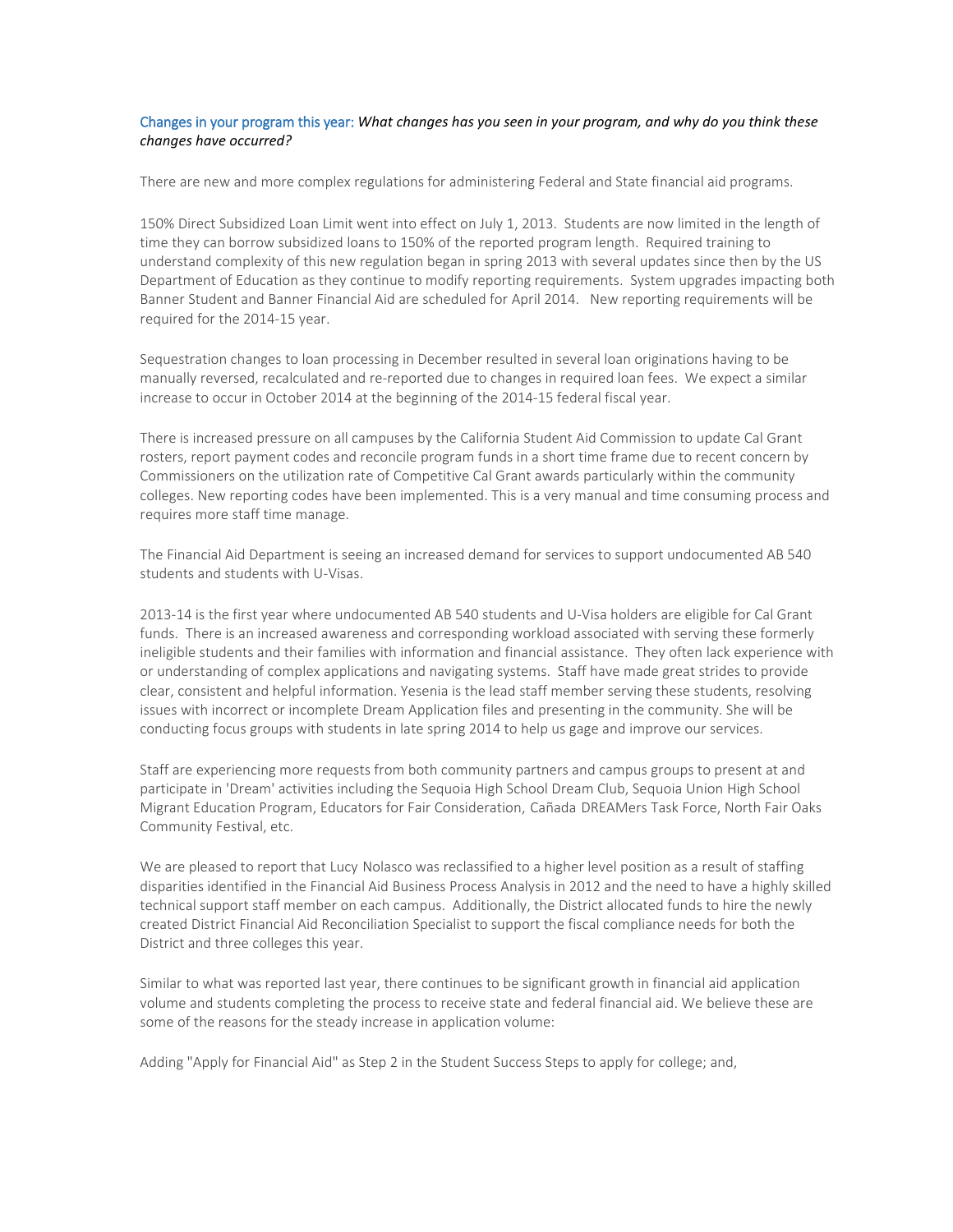Changes in your program this year: *What changes has you seen in your program, and why do you think these changes have occurred?*

There are new and more complex regulations for administering Federal and State financial aid programs.

150% Direct Subsidized Loan Limit went into effect on July 1, 2013. Students are now limited in the length of time they can borrow subsidized loans to 150% of the reported program length. Required training to understand complexity of this new regulation began in spring 2013 with several updates since then by the US Department of Education as they continue to modify reporting requirements. System upgrades impacting both Banner Student and Banner Financial Aid are scheduled for April 2014. New reporting requirements will be required for the 2014-15 year.

Sequestration changes to loan processing in December resulted in several loan originations having to be manually reversed, recalculated and re-reported due to changes in required loan fees. We expect a similar increase to occur in October 2014 at the beginning of the 2014-15 federal fiscal year.

There is increased pressure on all campuses by the California Student Aid Commission to update Cal Grant rosters, report payment codes and reconcile program funds in a short time frame due to recent concern by Commissioners on the utilization rate of Competitive Cal Grant awards particularly within the community colleges. New reporting codes have been implemented. This is a very manual and time consuming process and requires more staff time manage.

The Financial Aid Department is seeing an increased demand for services to support undocumented AB 540 students and students with U-Visas.

2013-14 is the first year where undocumented AB 540 students and U-Visa holders are eligible for Cal Grant funds. There is an increased awareness and corresponding workload associated with serving these formerly ineligible students and their families with information and financial assistance. They often lack experience with or understanding of complex applications and navigating systems. Staff have made great strides to provide clear, consistent and helpful information. Yesenia is the lead staff member serving these students, resolving issues with incorrect or incomplete Dream Application files and presenting in the community. She will be conducting focus groups with students in late spring 2014 to help us gage and improve our services.

Staff are experiencing more requests from both community partners and campus groups to present at and participate in 'Dream' activities including the Sequoia High School Dream Club, Sequoia Union High School Migrant Education Program, Educators for Fair Consideration, Cañada DREAMers Task Force, North Fair Oaks Community Festival, etc.

We are pleased to report that Lucy Nolasco was reclassified to a higher level position as a result of staffing disparities identified in the Financial Aid Business Process Analysis in 2012 and the need to have a highly skilled technical support staff member on each campus. Additionally, the District allocated funds to hire the newly created District Financial Aid Reconciliation Specialist to support the fiscal compliance needs for both the District and three colleges this year.

Similar to what was reported last year, there continues to be significant growth in financial aid application volume and students completing the process to receive state and federal financial aid. We believe these are some of the reasons for the steady increase in application volume:

Adding "Apply for Financial Aid" as Step 2 in the Student Success Steps to apply for college; and,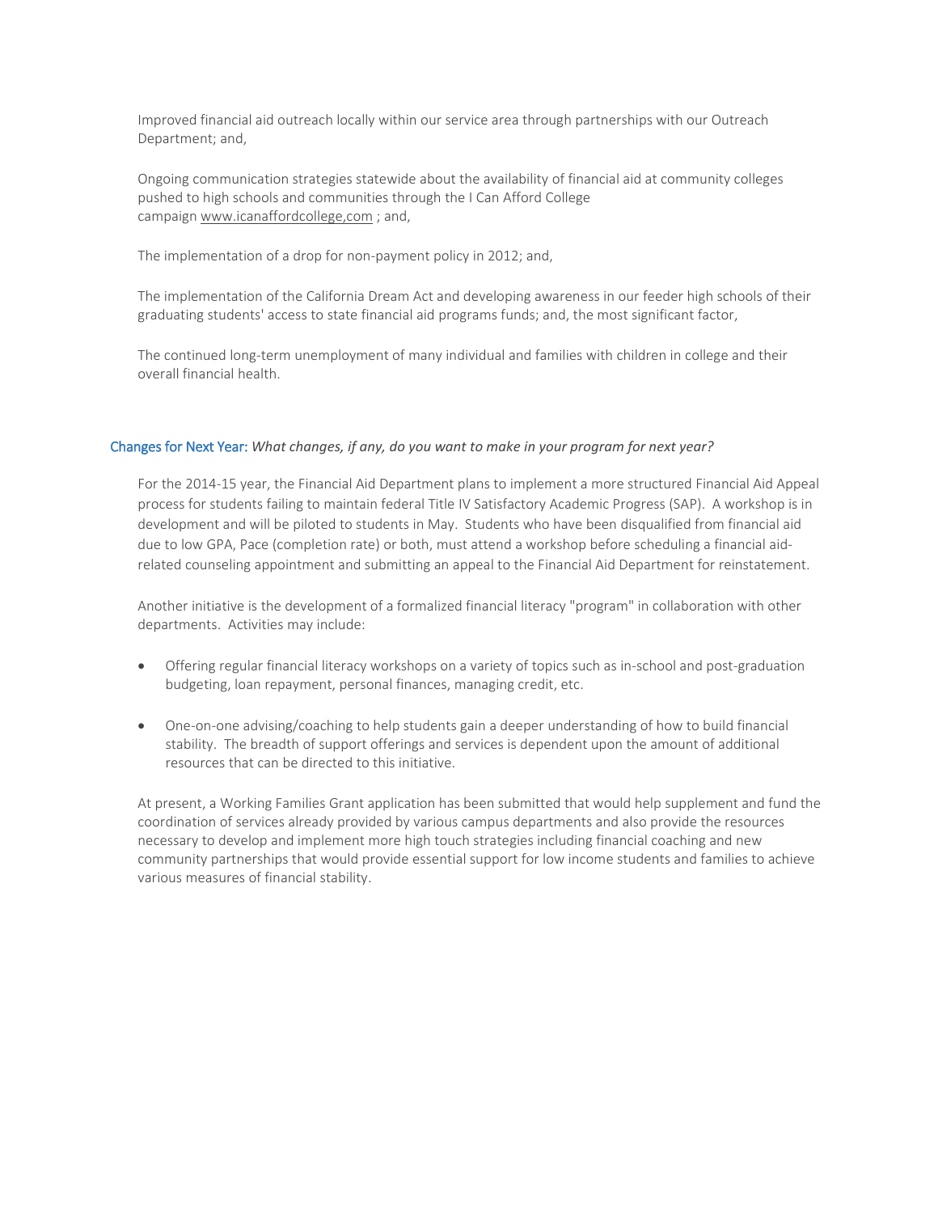Improved financial aid outreach locally within our service area through partnerships with our Outreach Department; and,

Ongoing communication strategies statewide about the availability of financial aid at community colleges pushed to high schools and communities through the I Can Afford College campaign www.icanaffordcollege,com ; and,

The implementation of a drop for non-payment policy in 2012; and,

The implementation of the California Dream Act and developing awareness in our feeder high schools of their graduating students' access to state financial aid programs funds; and, the most significant factor,

The continued long-term unemployment of many individual and families with children in college and their overall financial health.

### Changes for Next Year: *What changes, if any, do you want to make in your program for next year?*

For the 2014-15 year, the Financial Aid Department plans to implement a more structured Financial Aid Appeal process for students failing to maintain federal Title IV Satisfactory Academic Progress (SAP). A workshop is in development and will be piloted to students in May. Students who have been disqualified from financial aid due to low GPA, Pace (completion rate) or both, must attend a workshop before scheduling a financial aid-related counseling appointment and submitting an appeal to the Financial Aid Department for reinstatement.

Another initiative is the development of a formalized financial literacy "program" in collaboration with other departments. Activities may include:

- Offering regular financial literacy workshops on a variety of topics such as in-school and post-graduation budgeting, loan repayment, personal finances, managing credit, etc.
- One-on-one advising/coaching to help students gain a deeper understanding of how to build financial stability. The breadth of support offerings and services is dependent upon the amount of additional resources that can be directed to this initiative.

At present, a Working Families Grant application has been submitted that would help supplement and fund the coordination of services already provided by various campus departments and also provide the resources necessary to develop and implement more high touch strategies including financial coaching and new community partnerships that would provide essential support for low income students and families to achieve various measures of financial stability.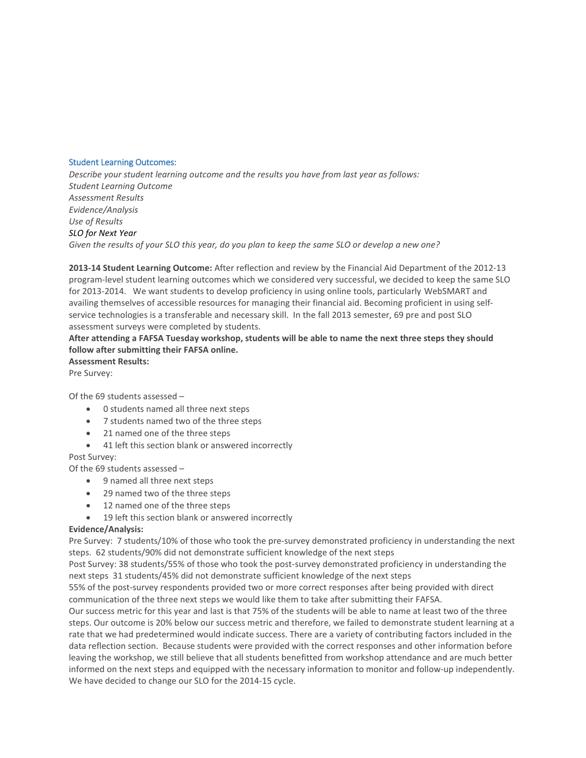### Student Learning Outcomes:

*Describe your student learning outcome and the results you have from last year as follows:*
*Student Learning Outcome*
*Assessment Results*
*Evidence/Analysis*
*Use of Results*
*SLO for Next Year*
*Given the results of your SLO this year, do you plan to keep the same SLO or develop a new one?*

**2013-14 Student Learning Outcome:** After reflection and review by the Financial Aid Department of the 2012-13 program-level student learning outcomes which we considered very successful, we decided to keep the same SLO for 2013-2014. We want students to develop proficiency in using online tools, particularly WebSMART and availing themselves of accessible resources for managing their financial aid. Becoming proficient in using self-service technologies is a transferable and necessary skill. In the fall 2013 semester, 69 pre and post SLO assessment surveys were completed by students.

**After attending a FAFSA Tuesday workshop, students will be able to name the next three steps they should follow after submitting their FAFSA online.**

**Assessment Results:**

Pre Survey:

Of the 69 students assessed –

- 0 students named all three next steps
- 7 students named two of the three steps
- 21 named one of the three steps
- 41 left this section blank or answered incorrectly

Post Survey:

Of the 69 students assessed –

- 9 named all three next steps
- 29 named two of the three steps
- 12 named one of the three steps
- 19 left this section blank or answered incorrectly

**Evidence/Analysis:**

Pre Survey: 7 students/10% of those who took the pre-survey demonstrated proficiency in understanding the next steps. 62 students/90% did not demonstrate sufficient knowledge of the next steps

Post Survey: 38 students/55% of those who took the post-survey demonstrated proficiency in understanding the next steps 31 students/45% did not demonstrate sufficient knowledge of the next steps

55% of the post-survey respondents provided two or more correct responses after being provided with direct communication of the three next steps we would like them to take after submitting their FAFSA.

Our success metric for this year and last is that 75% of the students will be able to name at least two of the three steps. Our outcome is 20% below our success metric and therefore, we failed to demonstrate student learning at a rate that we had predetermined would indicate success. There are a variety of contributing factors included in the data reflection section. Because students were provided with the correct responses and other information before leaving the workshop, we still believe that all students benefitted from workshop attendance and are much better informed on the next steps and equipped with the necessary information to monitor and follow-up independently. We have decided to change our SLO for the 2014-15 cycle.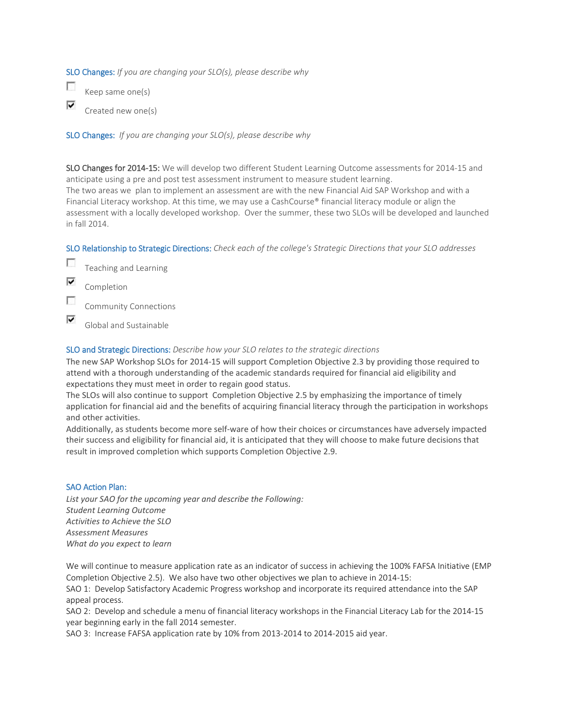**SLO Changes:** *If you are changing your SLO(s), please describe why*

- [ ] Keep same one(s)
- [x] Created new one(s)

**SLO Changes:** *If you are changing your SLO(s), please describe why*

**SLO Changes for 2014-15:** We will develop two different Student Learning Outcome assessments for 2014-15 and anticipate using a pre and post test assessment instrument to measure student learning.
The two areas we plan to implement an assessment are with the new Financial Aid SAP Workshop and with a Financial Literacy workshop. At this time, we may use a CashCourse® financial literacy module or align the assessment with a locally developed workshop. Over the summer, these two SLOs will be developed and launched in fall 2014.

**SLO Relationship to Strategic Directions:** *Check each of the college's Strategic Directions that your SLO addresses*

- [ ] Teaching and Learning
- [x] Completion
- [ ] Community Connections
- [x] Global and Sustainable

**SLO and Strategic Directions:** *Describe how your SLO relates to the strategic directions*
The new SAP Workshop SLOs for 2014-15 will support Completion Objective 2.3 by providing those required to attend with a thorough understanding of the academic standards required for financial aid eligibility and expectations they must meet in order to regain good status.
The SLOs will also continue to support Completion Objective 2.5 by emphasizing the importance of timely application for financial aid and the benefits of acquiring financial literacy through the participation in workshops and other activities.
Additionally, as students become more self-ware of how their choices or circumstances have adversely impacted their success and eligibility for financial aid, it is anticipated that they will choose to make future decisions that result in improved completion which supports Completion Objective 2.9.

**SAO Action Plan:**
*List your SAO for the upcoming year and describe the Following:*
*Student Learning Outcome*
*Activities to Achieve the SLO*
*Assessment Measures*
*What do you expect to learn*

We will continue to measure application rate as an indicator of success in achieving the 100% FAFSA Initiative (EMP Completion Objective 2.5). We also have two other objectives we plan to achieve in 2014-15:
SAO 1: Develop Satisfactory Academic Progress workshop and incorporate its required attendance into the SAP appeal process.
SAO 2: Develop and schedule a menu of financial literacy workshops in the Financial Literacy Lab for the 2014-15 year beginning early in the fall 2014 semester.
SAO 3: Increase FAFSA application rate by 10% from 2013-2014 to 2014-2015 aid year.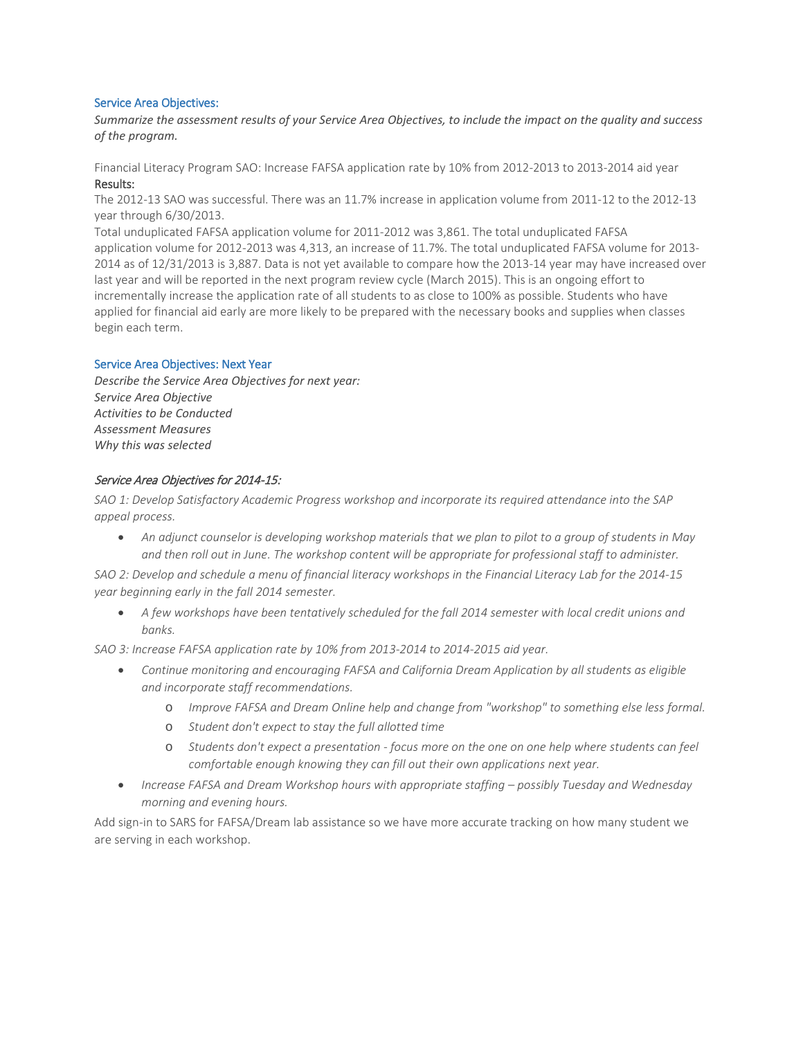## Service Area Objectives:

*Summarize the assessment results of your Service Area Objectives, to include the impact on the quality and success of the program.*

Financial Literacy Program SAO: Increase FAFSA application rate by 10% from 2012-2013 to 2013-2014 aid year

**Results:**

The 2012-13 SAO was successful. There was an 11.7% increase in application volume from 2011-12 to the 2012-13 year through 6/30/2013.

Total unduplicated FAFSA application volume for 2011-2012 was 3,861. The total unduplicated FAFSA application volume for 2012-2013 was 4,313, an increase of 11.7%. The total unduplicated FAFSA volume for 2013-2014 as of 12/31/2013 is 3,887. Data is not yet available to compare how the 2013-14 year may have increased over last year and will be reported in the next program review cycle (March 2015). This is an ongoing effort to incrementally increase the application rate of all students to as close to 100% as possible. Students who have applied for financial aid early are more likely to be prepared with the necessary books and supplies when classes begin each term.

## Service Area Objectives: Next Year

*Describe the Service Area Objectives for next year:*
*Service Area Objective*
*Activities to be Conducted*
*Assessment Measures*
*Why this was selected*

### *Service Area Objectives for 2014-15:*

*SAO 1: Develop Satisfactory Academic Progress workshop and incorporate its required attendance into the SAP appeal process.*

- *An adjunct counselor is developing workshop materials that we plan to pilot to a group of students in May and then roll out in June. The workshop content will be appropriate for professional staff to administer.*

*SAO 2: Develop and schedule a menu of financial literacy workshops in the Financial Literacy Lab for the 2014-15 year beginning early in the fall 2014 semester.*

- *A few workshops have been tentatively scheduled for the fall 2014 semester with local credit unions and banks.*

*SAO 3: Increase FAFSA application rate by 10% from 2013-2014 to 2014-2015 aid year.*

- *Continue monitoring and encouraging FAFSA and California Dream Application by all students as eligible and incorporate staff recommendations.*
  - *Improve FAFSA and Dream Online help and change from "workshop" to something else less formal.*
  - *Student don't expect to stay the full allotted time*
  - *Students don't expect a presentation - focus more on the one on one help where students can feel comfortable enough knowing they can fill out their own applications next year.*
- *Increase FAFSA and Dream Workshop hours with appropriate staffing – possibly Tuesday and Wednesday morning and evening hours.*

Add sign-in to SARS for FAFSA/Dream lab assistance so we have more accurate tracking on how many student we are serving in each workshop.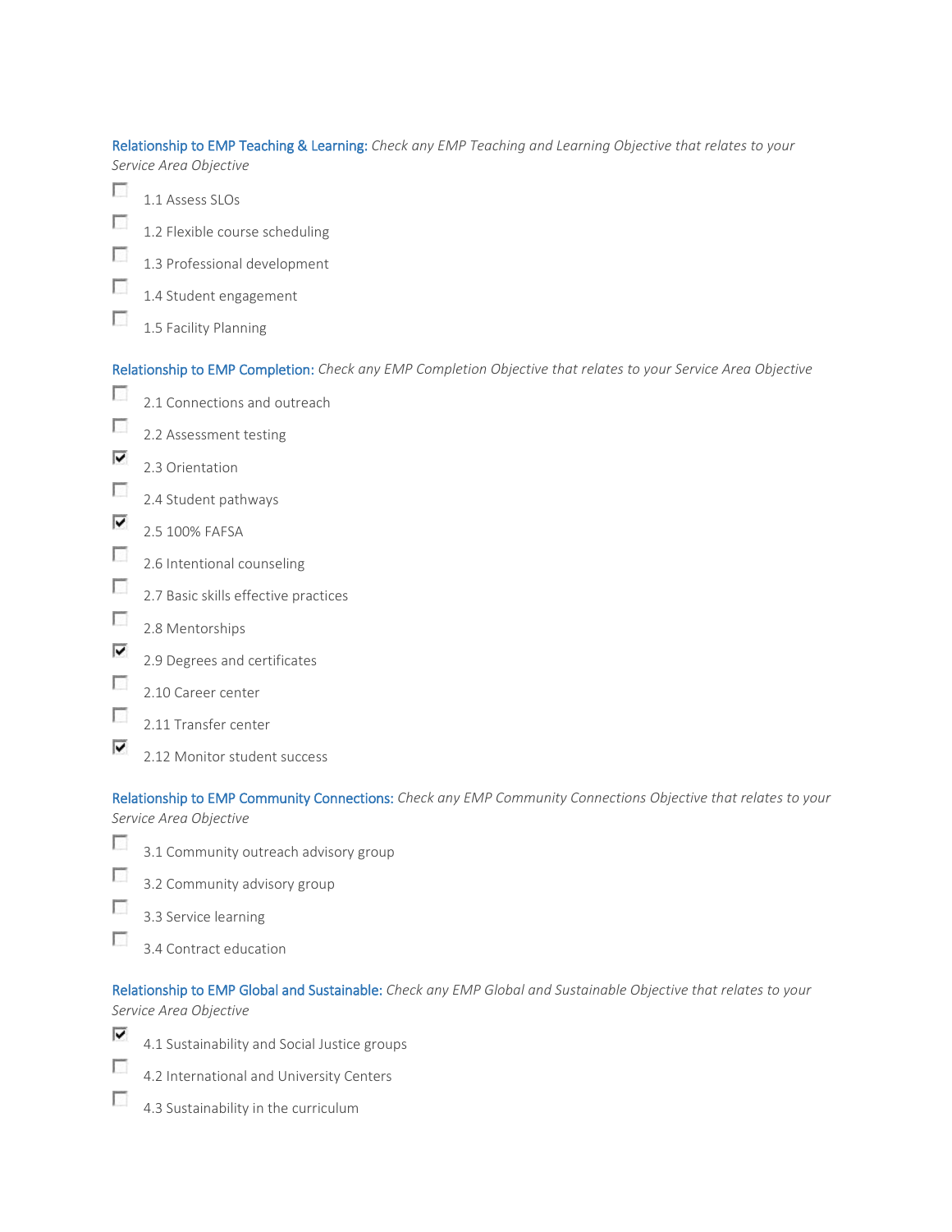Relationship to EMP Teaching & Learning: *Check any EMP Teaching and Learning Objective that relates to your Service Area Objective*

- [ ] 1.1 Assess SLOs
- [ ] 1.2 Flexible course scheduling
- [ ] 1.3 Professional development
- [ ] 1.4 Student engagement
- [ ] 1.5 Facility Planning

Relationship to EMP Completion: *Check any EMP Completion Objective that relates to your Service Area Objective*

- [ ] 2.1 Connections and outreach
- [ ] 2.2 Assessment testing
- [x] 2.3 Orientation
- [ ] 2.4 Student pathways
- [x] 2.5 100% FAFSA
- [ ] 2.6 Intentional counseling
- [ ] 2.7 Basic skills effective practices
- [ ] 2.8 Mentorships
- [x] 2.9 Degrees and certificates
- [ ] 2.10 Career center
- [ ] 2.11 Transfer center
- [x] 2.12 Monitor student success

Relationship to EMP Community Connections: *Check any EMP Community Connections Objective that relates to your Service Area Objective*

- [ ] 3.1 Community outreach advisory group
- [ ] 3.2 Community advisory group
- [ ] 3.3 Service learning
- [ ] 3.4 Contract education

Relationship to EMP Global and Sustainable: *Check any EMP Global and Sustainable Objective that relates to your Service Area Objective*

- [x] 4.1 Sustainability and Social Justice groups
- [ ] 4.2 International and University Centers
- [ ] 4.3 Sustainability in the curriculum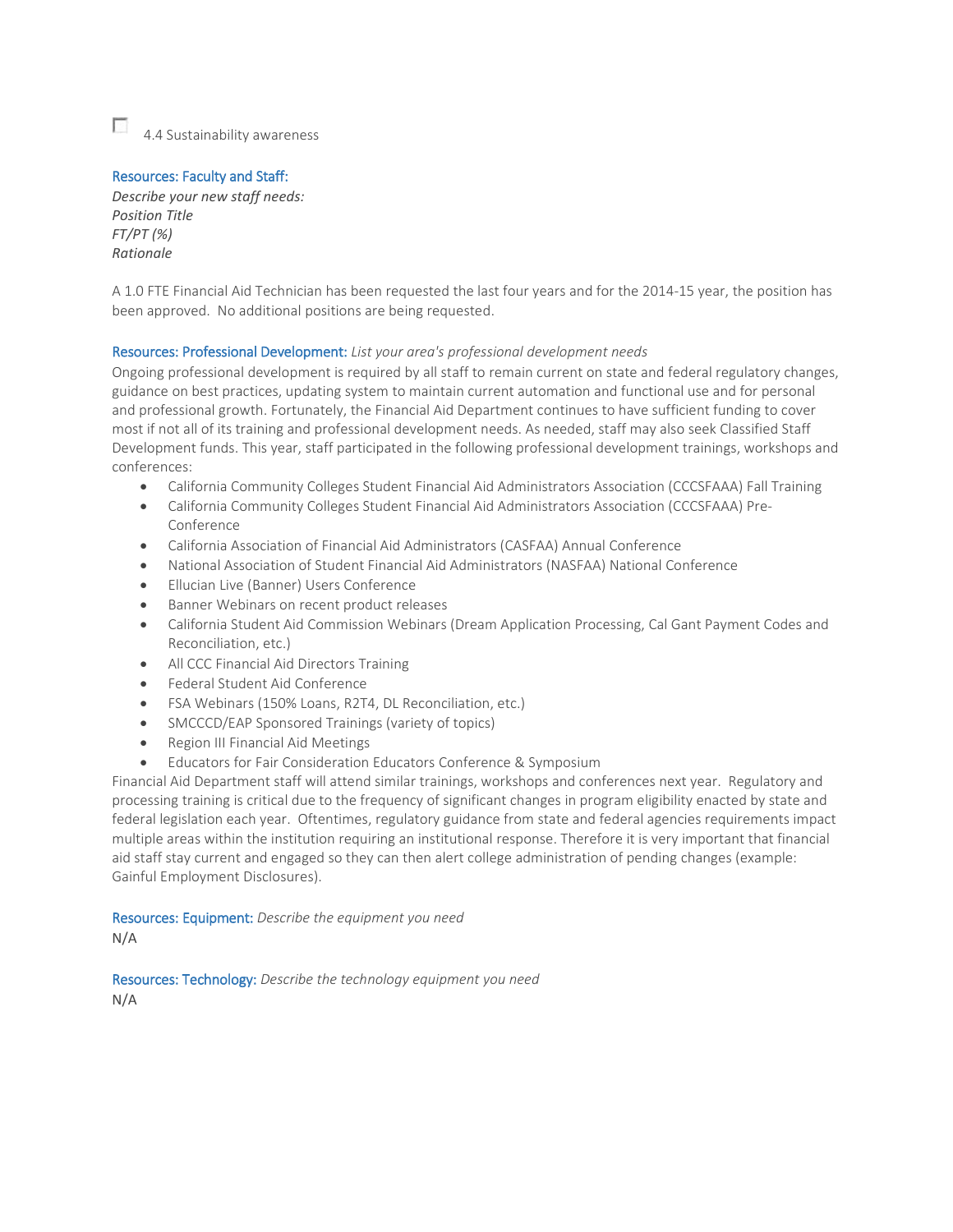☐ 4.4 Sustainability awareness

**Resources: Faculty and Staff:**
*Describe your new staff needs:*
*Position Title*
*FT/PT (%)*
*Rationale*

A 1.0 FTE Financial Aid Technician has been requested the last four years and for the 2014-15 year, the position has been approved. No additional positions are being requested.

**Resources: Professional Development:** *List your area's professional development needs*
Ongoing professional development is required by all staff to remain current on state and federal regulatory changes, guidance on best practices, updating system to maintain current automation and functional use and for personal and professional growth. Fortunately, the Financial Aid Department continues to have sufficient funding to cover most if not all of its training and professional development needs. As needed, staff may also seek Classified Staff Development funds. This year, staff participated in the following professional development trainings, workshops and conferences:

- California Community Colleges Student Financial Aid Administrators Association (CCCSFAAA) Fall Training
- California Community Colleges Student Financial Aid Administrators Association (CCCSFAAA) Pre-Conference
- California Association of Financial Aid Administrators (CASFAA) Annual Conference
- National Association of Student Financial Aid Administrators (NASFAA) National Conference
- Ellucian Live (Banner) Users Conference
- Banner Webinars on recent product releases
- California Student Aid Commission Webinars (Dream Application Processing, Cal Gant Payment Codes and Reconciliation, etc.)
- All CCC Financial Aid Directors Training
- Federal Student Aid Conference
- FSA Webinars (150% Loans, R2T4, DL Reconciliation, etc.)
- SMCCCD/EAP Sponsored Trainings (variety of topics)
- Region III Financial Aid Meetings
- Educators for Fair Consideration Educators Conference & Symposium

Financial Aid Department staff will attend similar trainings, workshops and conferences next year. Regulatory and processing training is critical due to the frequency of significant changes in program eligibility enacted by state and federal legislation each year. Oftentimes, regulatory guidance from state and federal agencies requirements impact multiple areas within the institution requiring an institutional response. Therefore it is very important that financial aid staff stay current and engaged so they can then alert college administration of pending changes (example: Gainful Employment Disclosures).

**Resources: Equipment:** *Describe the equipment you need*
N/A

**Resources: Technology:** *Describe the technology equipment you need*
N/A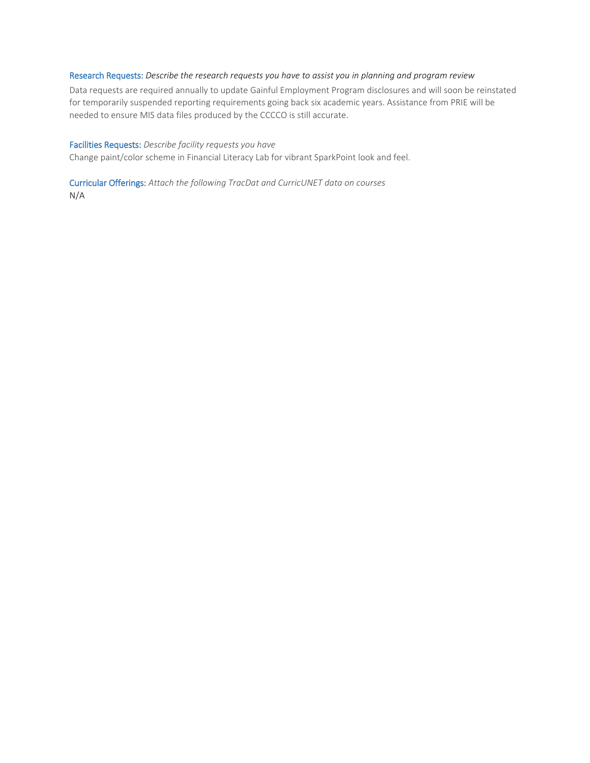Research Requests: *Describe the research requests you have to assist you in planning and program review*

Data requests are required annually to update Gainful Employment Program disclosures and will soon be reinstated for temporarily suspended reporting requirements going back six academic years. Assistance from PRIE will be needed to ensure MIS data files produced by the CCCCO is still accurate.

Facilities Requests: *Describe facility requests you have*

Change paint/color scheme in Financial Literacy Lab for vibrant SparkPoint look and feel.

Curricular Offerings: *Attach the following TracDat and CurricUNET data on courses*

N/A